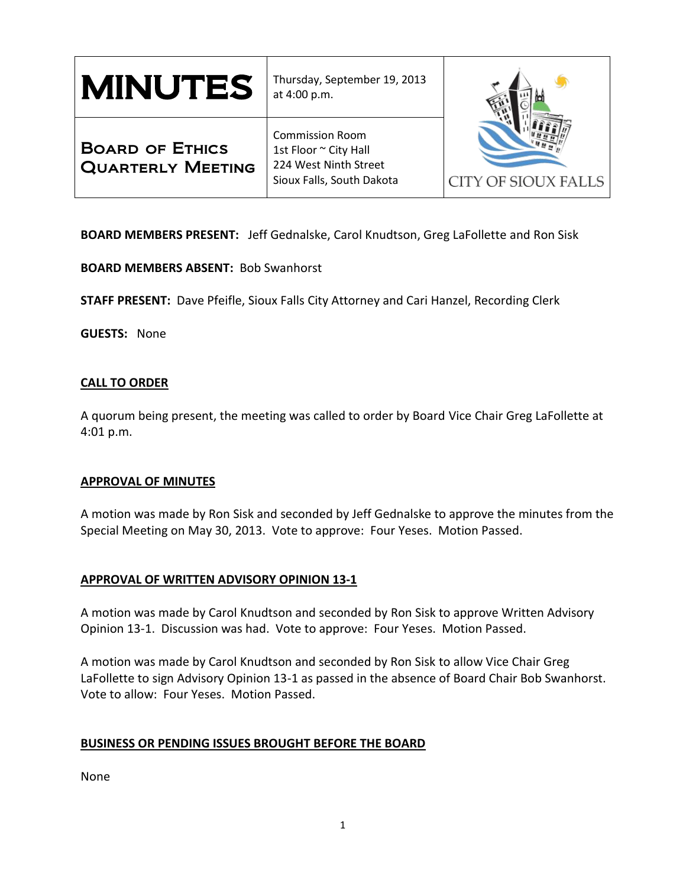| MINUTES | Thursday, September 19, 2013 at 4:00 p.m. | CITY OF SIOUX FALLS |
|---|---|---|
| **BOARD OF ETHICS QUARTERLY MEETING** | Commission Room<br>1st Floor ~ City Hall<br>224 West Ninth Street<br>Sioux Falls, South Dakota | |

**BOARD MEMBERS PRESENT:** Jeff Gednalske, Carol Knudtson, Greg LaFollette and Ron Sisk

**BOARD MEMBERS ABSENT:** Bob Swanhorst

**STAFF PRESENT:** Dave Pfeifle, Sioux Falls City Attorney and Cari Hanzel, Recording Clerk

**GUESTS:** None

## CALL TO ORDER

A quorum being present, the meeting was called to order by Board Vice Chair Greg LaFollette at 4:01 p.m.

## APPROVAL OF MINUTES

A motion was made by Ron Sisk and seconded by Jeff Gednalske to approve the minutes from the Special Meeting on May 30, 2013. Vote to approve: Four Yeses. Motion Passed.

## APPROVAL OF WRITTEN ADVISORY OPINION 13-1

A motion was made by Carol Knudtson and seconded by Ron Sisk to approve Written Advisory Opinion 13-1. Discussion was had. Vote to approve: Four Yeses. Motion Passed.

A motion was made by Carol Knudtson and seconded by Ron Sisk to allow Vice Chair Greg LaFollette to sign Advisory Opinion 13-1 as passed in the absence of Board Chair Bob Swanhorst. Vote to allow: Four Yeses. Motion Passed.

## BUSINESS OR PENDING ISSUES BROUGHT BEFORE THE BOARD

None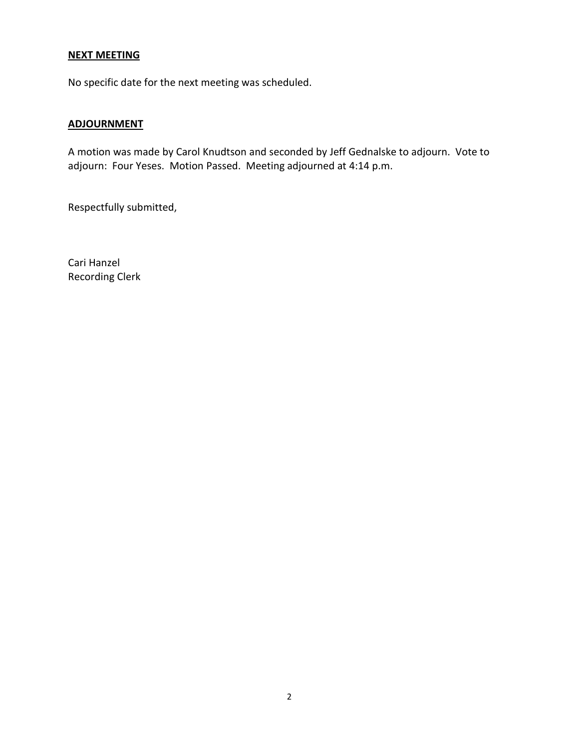**NEXT MEETING**

No specific date for the next meeting was scheduled.

**ADJOURNMENT**

A motion was made by Carol Knudtson and seconded by Jeff Gednalske to adjourn. Vote to adjourn: Four Yeses. Motion Passed. Meeting adjourned at 4:14 p.m.

Respectfully submitted,

Cari Hanzel
Recording Clerk